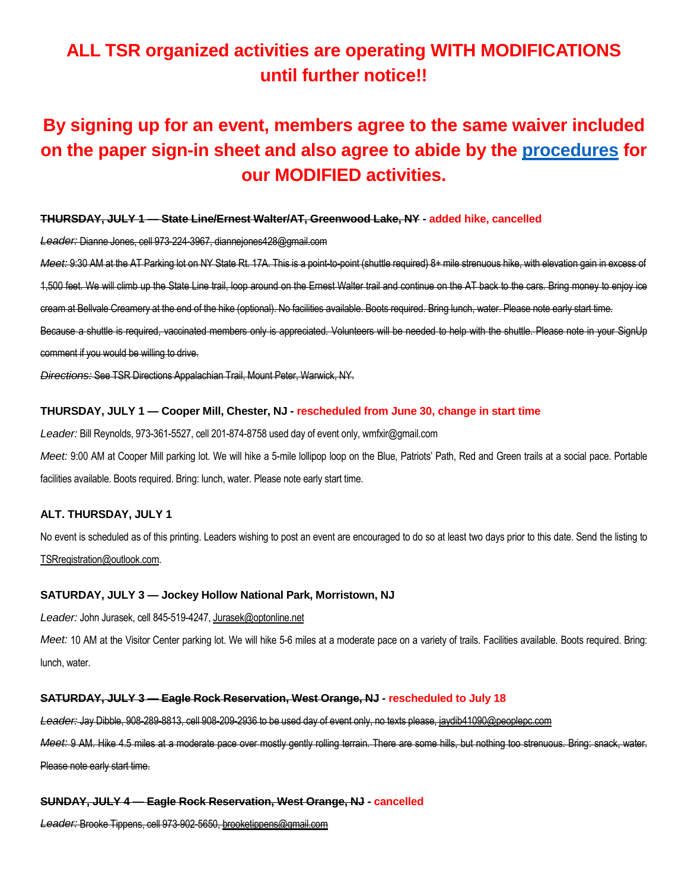# ALL TSR organized activities are operating WITH MODIFICATIONS until further notice!!

## By signing up for an event, members agree to the same waiver included on the paper sign-in sheet and also agree to abide by the procedures for our MODIFIED activities.

**~~THURSDAY, JULY 1 — State Line/Ernest Walter/AT, Greenwood Lake, NY~~ - added hike, cancelled**

~~*Leader:* Dianne Jones, cell 973-224-3967, diannejones428@gmail.com~~

~~*Meet:* 9:30 AM at the AT Parking lot on NY State Rt. 17A. This is a point-to-point (shuttle required) 8+ mile strenuous hike, with elevation gain in excess of 1,500 feet. We will climb up the State Line trail, loop around on the Ernest Walter trail and continue on the AT back to the cars. Bring money to enjoy ice cream at Bellvale Creamery at the end of the hike (optional). No facilities available. Boots required. Bring lunch, water. Please note early start time. Because a shuttle is required, vaccinated members only is appreciated. Volunteers will be needed to help with the shuttle. Please note in your SignUp comment if you would be willing to drive.~~

~~*Directions:* See TSR Directions Appalachian Trail, Mount Peter, Warwick, NY.~~

**THURSDAY, JULY 1 — Cooper Mill, Chester, NJ - rescheduled from June 30, change in start time**

*Leader:* Bill Reynolds, 973-361-5527, cell 201-874-8758 used day of event only, wmfxir@gmail.com

*Meet:* 9:00 AM at Cooper Mill parking lot. We will hike a 5-mile lollipop loop on the Blue, Patriots' Path, Red and Green trails at a social pace. Portable facilities available. Boots required. Bring: lunch, water. Please note early start time.

**ALT. THURSDAY, JULY 1**

No event is scheduled as of this printing. Leaders wishing to post an event are encouraged to do so at least two days prior to this date. Send the listing to TSRregistration@outlook.com.

**SATURDAY, JULY 3 — Jockey Hollow National Park, Morristown, NJ**

*Leader:* John Jurasek, cell 845-519-4247, Jurasek@optonline.net

*Meet:* 10 AM at the Visitor Center parking lot. We will hike 5-6 miles at a moderate pace on a variety of trails. Facilities available. Boots required. Bring: lunch, water.

**~~SATURDAY, JULY 3 — Eagle Rock Reservation, West Orange, NJ~~ - rescheduled to July 18**

~~*Leader:* Jay Dibble, 908-289-8813, cell 908-209-2936 to be used day of event only, no texts please, jaydib41090@peoplepc.com~~

~~*Meet:* 9 AM. Hike 4.5 miles at a moderate pace over mostly gently rolling terrain. There are some hills, but nothing too strenuous. Bring: snack, water. Please note early start time.~~

**~~SUNDAY, JULY 4 — Eagle Rock Reservation, West Orange, NJ~~ - cancelled**

~~*Leader:* Brooke Tippens, cell 973-902-5650, brooketippens@gmail.com~~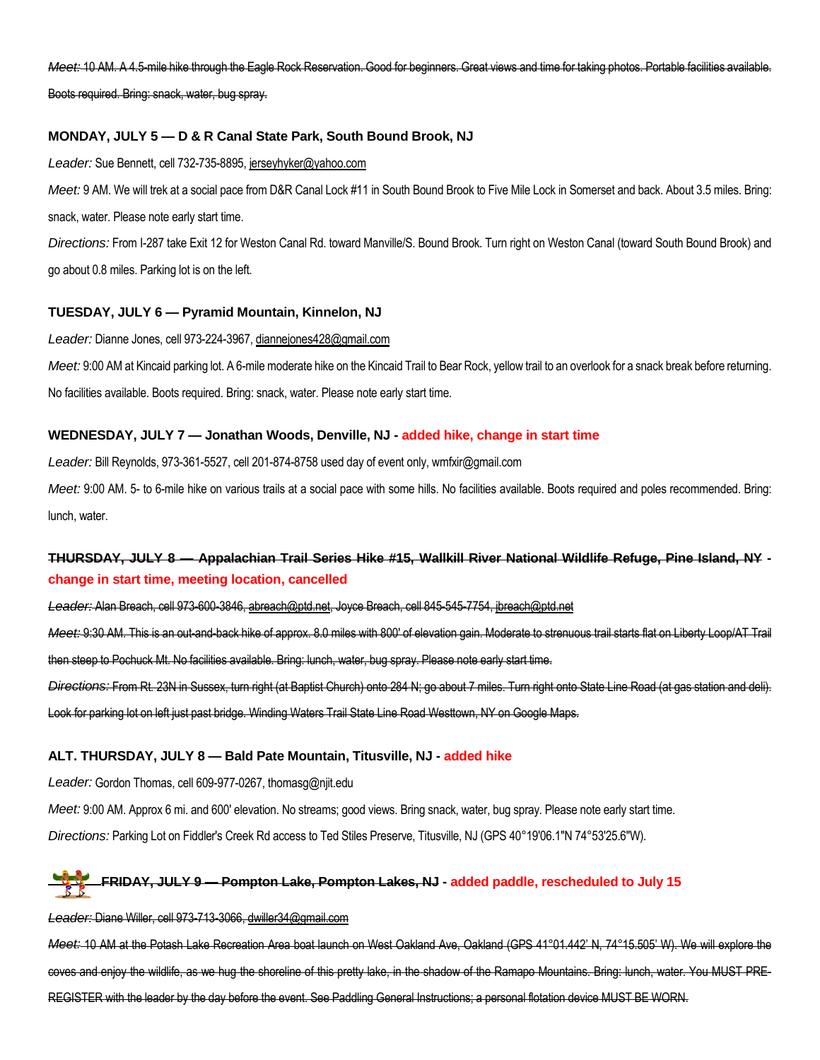~~*Meet:* 10 AM. A 4.5-mile hike through the Eagle Rock Reservation. Good for beginners. Great views and time for taking photos. Portable facilities available. Boots required. Bring: snack, water, bug spray.~~

**MONDAY, JULY 5 — D & R Canal State Park, South Bound Brook, NJ**

*Leader:* Sue Bennett, cell 732-735-8895, jerseyhyker@yahoo.com

*Meet:* 9 AM. We will trek at a social pace from D&R Canal Lock #11 in South Bound Brook to Five Mile Lock in Somerset and back. About 3.5 miles. Bring: snack, water. Please note early start time.

*Directions:* From I-287 take Exit 12 for Weston Canal Rd. toward Manville/S. Bound Brook. Turn right on Weston Canal (toward South Bound Brook) and go about 0.8 miles. Parking lot is on the left.

**TUESDAY, JULY 6 — Pyramid Mountain, Kinnelon, NJ**

*Leader:* Dianne Jones, cell 973-224-3967, diannejones428@gmail.com

*Meet:* 9:00 AM at Kincaid parking lot. A 6-mile moderate hike on the Kincaid Trail to Bear Rock, yellow trail to an overlook for a snack break before returning. No facilities available. Boots required. Bring: snack, water. Please note early start time.

**WEDNESDAY, JULY 7 — Jonathan Woods, Denville, NJ - added hike, change in start time**

*Leader:* Bill Reynolds, 973-361-5527, cell 201-874-8758 used day of event only, wmfxir@gmail.com

*Meet:* 9:00 AM. 5- to 6-mile hike on various trails at a social pace with some hills. No facilities available. Boots required and poles recommended. Bring: lunch, water.

**~~THURSDAY, JULY 8 — Appalachian Trail Series Hike #15, Wallkill River National Wildlife Refuge, Pine Island, NY~~ - change in start time, meeting location, cancelled**

~~*Leader:* Alan Breach, cell 973-600-3846, abreach@ptd.net, Joyce Breach, cell 845-545-7754, jbreach@ptd.net~~

~~*Meet:* 9:30 AM. This is an out-and-back hike of approx. 8.0 miles with 800' of elevation gain. Moderate to strenuous trail starts flat on Liberty Loop/AT Trail then steep to Pochuck Mt. No facilities available. Bring: lunch, water, bug spray. Please note early start time.~~

~~*Directions:* From Rt. 23N in Sussex, turn right (at Baptist Church) onto 284 N; go about 7 miles. Turn right onto State Line Road (at gas station and deli). Look for parking lot on left just past bridge. Winding Waters Trail State Line Road Westtown, NY on Google Maps.~~

**ALT. THURSDAY, JULY 8 — Bald Pate Mountain, Titusville, NJ - added hike**

*Leader:* Gordon Thomas, cell 609-977-0267, thomasg@njit.edu

*Meet:* 9:00 AM. Approx 6 mi. and 600' elevation. No streams; good views. Bring snack, water, bug spray. Please note early start time.

*Directions:* Parking Lot on Fiddler's Creek Rd access to Ted Stiles Preserve, Titusville, NJ (GPS 40°19'06.1"N 74°53'25.6"W).

**~~FRIDAY, JULY 9 — Pompton Lake, Pompton Lakes, NJ~~ - added paddle, rescheduled to July 15**

~~*Leader:* Diane Willer, cell 973-713-3066, dwiller34@gmail.com~~

~~*Meet:* 10 AM at the Potash Lake Recreation Area boat launch on West Oakland Ave, Oakland (GPS 41°01.442' N, 74°15.505' W). We will explore the coves and enjoy the wildlife, as we hug the shoreline of this pretty lake, in the shadow of the Ramapo Mountains. Bring: lunch, water. You MUST PRE-REGISTER with the leader by the day before the event. See Paddling General Instructions; a personal flotation device MUST BE WORN.~~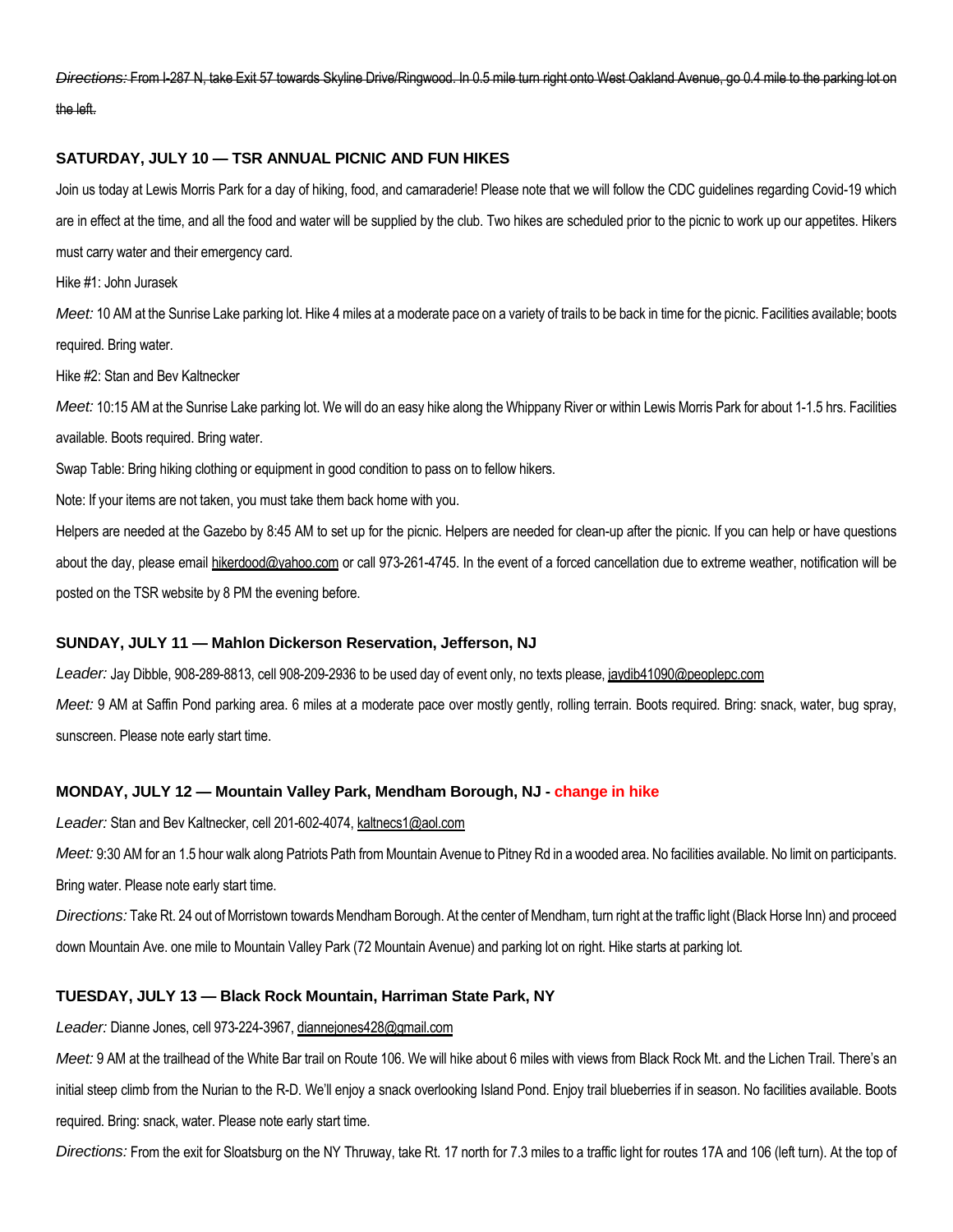~~*Directions:* From I-287 N, take Exit 57 towards Skyline Drive/Ringwood. In 0.5 mile turn right onto West Oakland Avenue, go 0.4 mile to the parking lot on the left.~~

### SATURDAY, JULY 10 — TSR ANNUAL PICNIC AND FUN HIKES

Join us today at Lewis Morris Park for a day of hiking, food, and camaraderie! Please note that we will follow the CDC guidelines regarding Covid-19 which are in effect at the time, and all the food and water will be supplied by the club. Two hikes are scheduled prior to the picnic to work up our appetites. Hikers must carry water and their emergency card.

Hike #1: John Jurasek

*Meet:* 10 AM at the Sunrise Lake parking lot. Hike 4 miles at a moderate pace on a variety of trails to be back in time for the picnic. Facilities available; boots required. Bring water.

Hike #2: Stan and Bev Kaltnecker

*Meet:* 10:15 AM at the Sunrise Lake parking lot. We will do an easy hike along the Whippany River or within Lewis Morris Park for about 1-1.5 hrs. Facilities available. Boots required. Bring water.

Swap Table: Bring hiking clothing or equipment in good condition to pass on to fellow hikers.

Note: If your items are not taken, you must take them back home with you.

Helpers are needed at the Gazebo by 8:45 AM to set up for the picnic. Helpers are needed for clean-up after the picnic. If you can help or have questions about the day, please email hikerdood@yahoo.com or call 973-261-4745. In the event of a forced cancellation due to extreme weather, notification will be posted on the TSR website by 8 PM the evening before.

### SUNDAY, JULY 11 — Mahlon Dickerson Reservation, Jefferson, NJ

*Leader:* Jay Dibble, 908-289-8813, cell 908-209-2936 to be used day of event only, no texts please, jaydib41090@peoplepc.com

*Meet:* 9 AM at Saffin Pond parking area. 6 miles at a moderate pace over mostly gently, rolling terrain. Boots required. Bring: snack, water, bug spray, sunscreen. Please note early start time.

### MONDAY, JULY 12 — Mountain Valley Park, Mendham Borough, NJ - change in hike

*Leader:* Stan and Bev Kaltnecker, cell 201-602-4074, kaltnecs1@aol.com

*Meet:* 9:30 AM for an 1.5 hour walk along Patriots Path from Mountain Avenue to Pitney Rd in a wooded area. No facilities available. No limit on participants. Bring water. Please note early start time.

*Directions:* Take Rt. 24 out of Morristown towards Mendham Borough. At the center of Mendham, turn right at the traffic light (Black Horse Inn) and proceed down Mountain Ave. one mile to Mountain Valley Park (72 Mountain Avenue) and parking lot on right. Hike starts at parking lot.

### TUESDAY, JULY 13 — Black Rock Mountain, Harriman State Park, NY

*Leader:* Dianne Jones, cell 973-224-3967, diannejones428@gmail.com

*Meet:* 9 AM at the trailhead of the White Bar trail on Route 106. We will hike about 6 miles with views from Black Rock Mt. and the Lichen Trail. There's an initial steep climb from the Nurian to the R-D. We'll enjoy a snack overlooking Island Pond. Enjoy trail blueberries if in season. No facilities available. Boots required. Bring: snack, water. Please note early start time.

*Directions:* From the exit for Sloatsburg on the NY Thruway, take Rt. 17 north for 7.3 miles to a traffic light for routes 17A and 106 (left turn). At the top of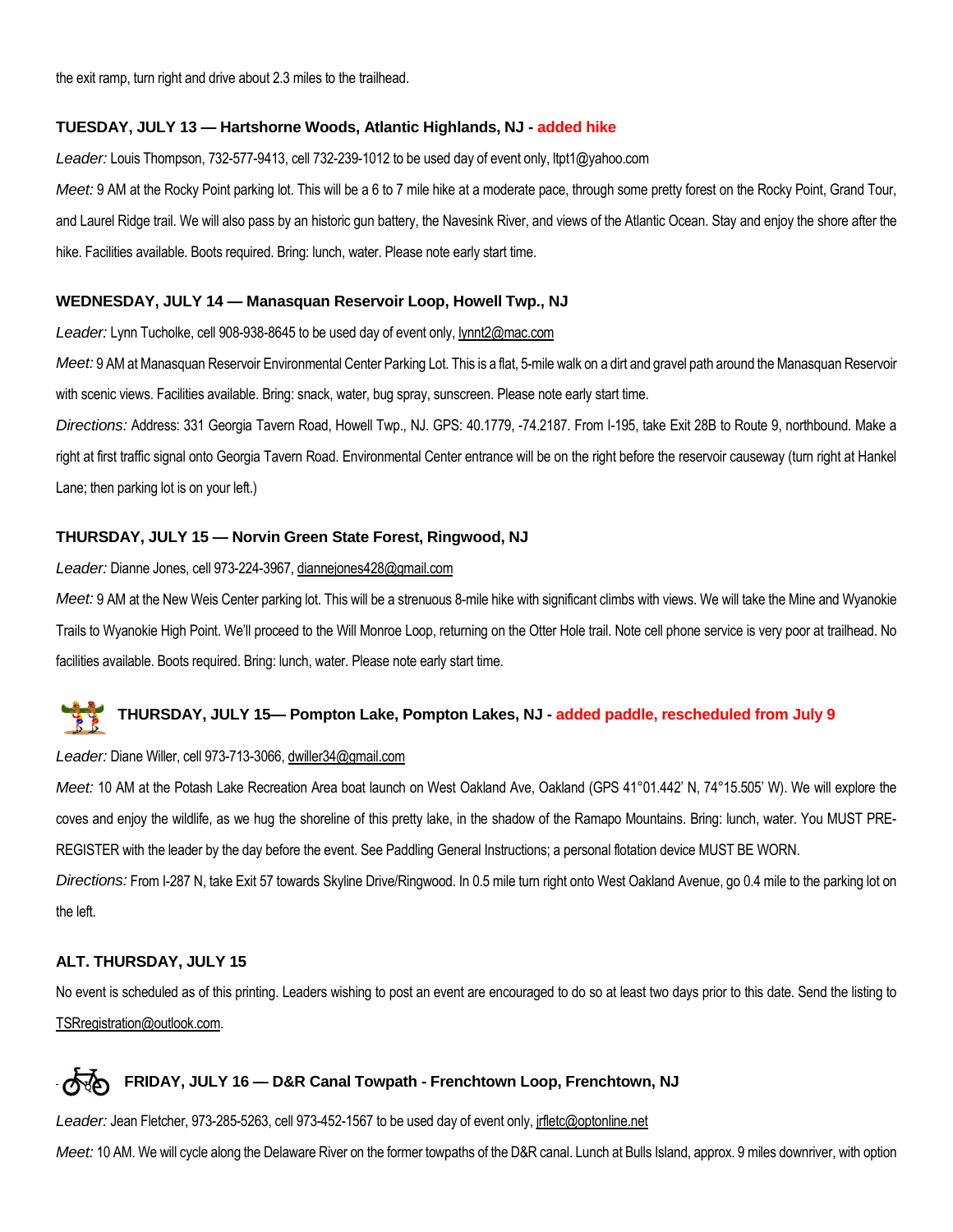the exit ramp, turn right and drive about 2.3 miles to the trailhead.

### TUESDAY, JULY 13 — Hartshorne Woods, Atlantic Highlands, NJ - added hike

*Leader:* Louis Thompson, 732-577-9413, cell 732-239-1012 to be used day of event only, ltpt1@yahoo.com

*Meet:* 9 AM at the Rocky Point parking lot. This will be a 6 to 7 mile hike at a moderate pace, through some pretty forest on the Rocky Point, Grand Tour, and Laurel Ridge trail. We will also pass by an historic gun battery, the Navesink River, and views of the Atlantic Ocean. Stay and enjoy the shore after the hike. Facilities available. Boots required. Bring: lunch, water. Please note early start time.

### WEDNESDAY, JULY 14 — Manasquan Reservoir Loop, Howell Twp., NJ

*Leader:* Lynn Tucholke, cell 908-938-8645 to be used day of event only, lynnt2@mac.com

*Meet:* 9 AM at Manasquan Reservoir Environmental Center Parking Lot. This is a flat, 5-mile walk on a dirt and gravel path around the Manasquan Reservoir with scenic views. Facilities available. Bring: snack, water, bug spray, sunscreen. Please note early start time.

*Directions:* Address: 331 Georgia Tavern Road, Howell Twp., NJ. GPS: 40.1779, -74.2187. From I-195, take Exit 28B to Route 9, northbound. Make a right at first traffic signal onto Georgia Tavern Road. Environmental Center entrance will be on the right before the reservoir causeway (turn right at Hankel Lane; then parking lot is on your left.)

### THURSDAY, JULY 15 — Norvin Green State Forest, Ringwood, NJ

*Leader:* Dianne Jones, cell 973-224-3967, diannejones428@gmail.com

*Meet:* 9 AM at the New Weis Center parking lot. This will be a strenuous 8-mile hike with significant climbs with views. We will take the Mine and Wyanokie Trails to Wyanokie High Point. We'll proceed to the Will Monroe Loop, returning on the Otter Hole trail. Note cell phone service is very poor at trailhead. No facilities available. Boots required. Bring: lunch, water. Please note early start time.

### THURSDAY, JULY 15— Pompton Lake, Pompton Lakes, NJ - added paddle, rescheduled from July 9

*Leader:* Diane Willer, cell 973-713-3066, dwiller34@gmail.com

*Meet:* 10 AM at the Potash Lake Recreation Area boat launch on West Oakland Ave, Oakland (GPS 41°01.442' N, 74°15.505' W). We will explore the coves and enjoy the wildlife, as we hug the shoreline of this pretty lake, in the shadow of the Ramapo Mountains. Bring: lunch, water. You MUST PRE-REGISTER with the leader by the day before the event. See Paddling General Instructions; a personal flotation device MUST BE WORN.

*Directions:* From I-287 N, take Exit 57 towards Skyline Drive/Ringwood. In 0.5 mile turn right onto West Oakland Avenue, go 0.4 mile to the parking lot on the left.

### ALT. THURSDAY, JULY 15

No event is scheduled as of this printing. Leaders wishing to post an event are encouraged to do so at least two days prior to this date. Send the listing to TSRregistration@outlook.com.

### FRIDAY, JULY 16 — D&R Canal Towpath - Frenchtown Loop, Frenchtown, NJ

*Leader:* Jean Fletcher, 973-285-5263, cell 973-452-1567 to be used day of event only, jrfletc@optonline.net

*Meet:* 10 AM. We will cycle along the Delaware River on the former towpaths of the D&R canal. Lunch at Bulls Island, approx. 9 miles downriver, with option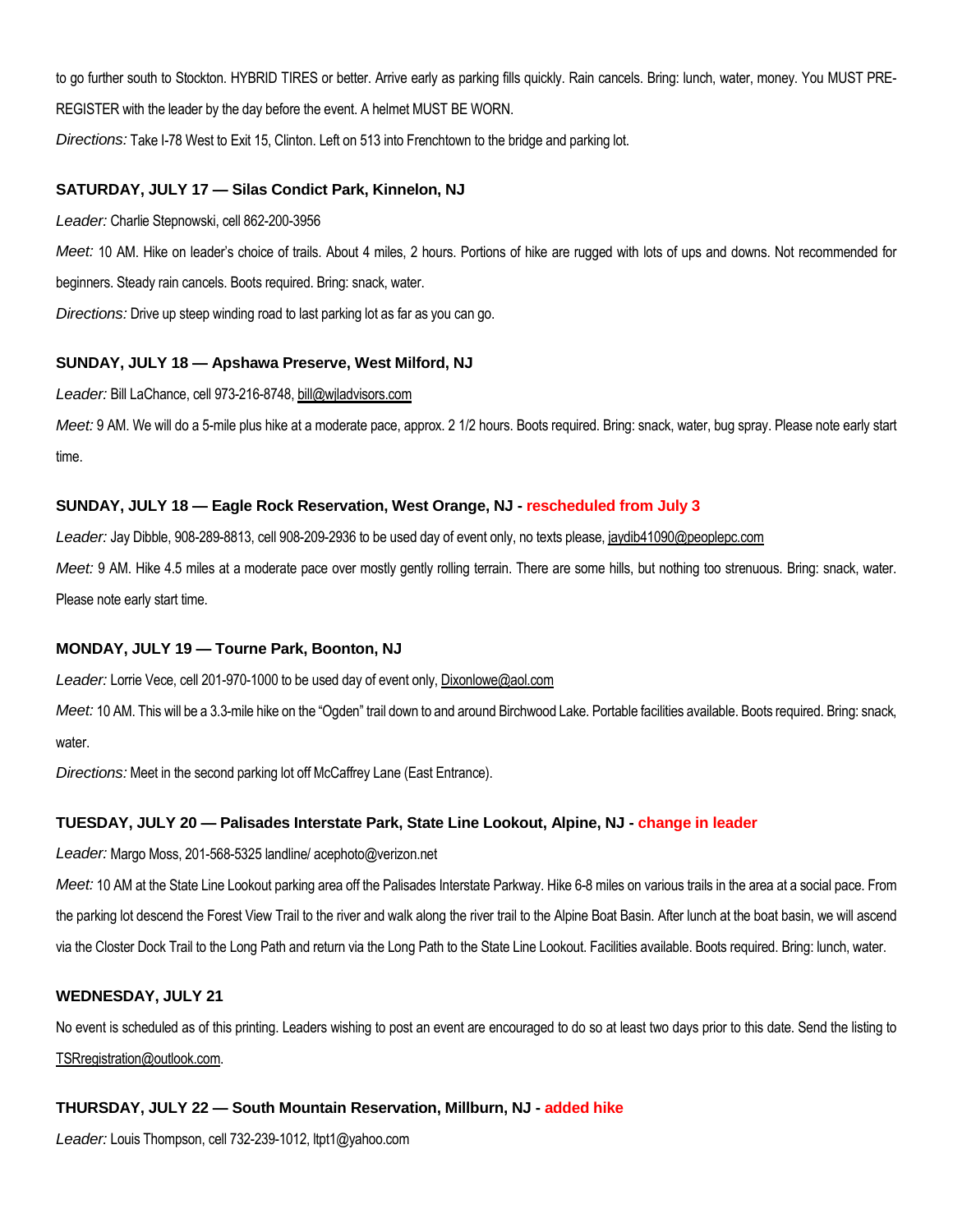to go further south to Stockton. HYBRID TIRES or better. Arrive early as parking fills quickly. Rain cancels. Bring: lunch, water, money. You MUST PRE-REGISTER with the leader by the day before the event. A helmet MUST BE WORN.

*Directions:* Take I-78 West to Exit 15, Clinton. Left on 513 into Frenchtown to the bridge and parking lot.

### SATURDAY, JULY 17 — Silas Condict Park, Kinnelon, NJ

*Leader:* Charlie Stepnowski, cell 862-200-3956

*Meet:* 10 AM. Hike on leader's choice of trails. About 4 miles, 2 hours. Portions of hike are rugged with lots of ups and downs. Not recommended for beginners. Steady rain cancels. Boots required. Bring: snack, water.

*Directions:* Drive up steep winding road to last parking lot as far as you can go.

### SUNDAY, JULY 18 — Apshawa Preserve, West Milford, NJ

*Leader:* Bill LaChance, cell 973-216-8748, bill@wjladvisors.com

*Meet:* 9 AM. We will do a 5-mile plus hike at a moderate pace, approx. 2 1/2 hours. Boots required. Bring: snack, water, bug spray. Please note early start time.

### SUNDAY, JULY 18 — Eagle Rock Reservation, West Orange, NJ - rescheduled from July 3

*Leader:* Jay Dibble, 908-289-8813, cell 908-209-2936 to be used day of event only, no texts please, jaydib41090@peoplepc.com

*Meet:* 9 AM. Hike 4.5 miles at a moderate pace over mostly gently rolling terrain. There are some hills, but nothing too strenuous. Bring: snack, water. Please note early start time.

### MONDAY, JULY 19 — Tourne Park, Boonton, NJ

*Leader:* Lorrie Vece, cell 201-970-1000 to be used day of event only, Dixonlowe@aol.com

*Meet:* 10 AM. This will be a 3.3-mile hike on the "Ogden" trail down to and around Birchwood Lake. Portable facilities available. Boots required. Bring: snack, water.

*Directions:* Meet in the second parking lot off McCaffrey Lane (East Entrance).

### TUESDAY, JULY 20 — Palisades Interstate Park, State Line Lookout, Alpine, NJ - change in leader

*Leader:* Margo Moss, 201-568-5325 landline/ acephoto@verizon.net

*Meet:* 10 AM at the State Line Lookout parking area off the Palisades Interstate Parkway. Hike 6-8 miles on various trails in the area at a social pace. From the parking lot descend the Forest View Trail to the river and walk along the river trail to the Alpine Boat Basin. After lunch at the boat basin, we will ascend via the Closter Dock Trail to the Long Path and return via the Long Path to the State Line Lookout. Facilities available. Boots required. Bring: lunch, water.

### WEDNESDAY, JULY 21

No event is scheduled as of this printing. Leaders wishing to post an event are encouraged to do so at least two days prior to this date. Send the listing to TSRregistration@outlook.com.

### THURSDAY, JULY 22 — South Mountain Reservation, Millburn, NJ - added hike

*Leader:* Louis Thompson, cell 732-239-1012, ltpt1@yahoo.com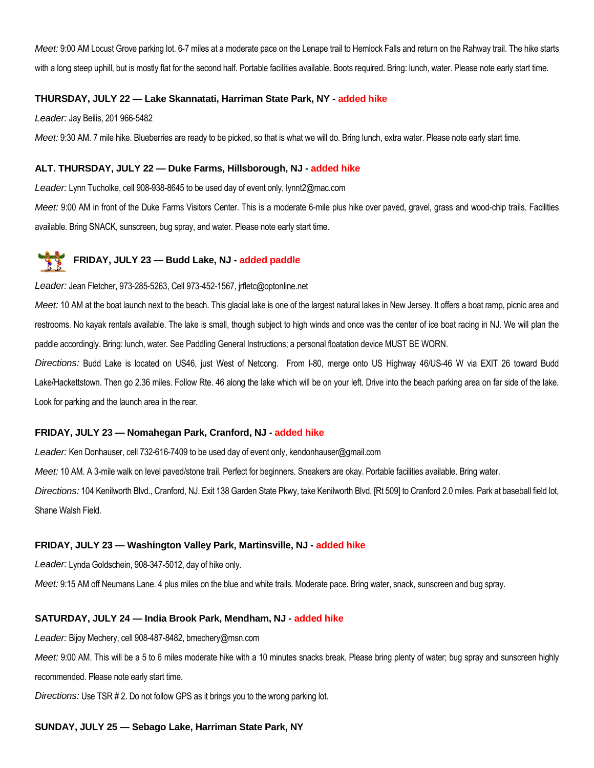*Meet:* 9:00 AM Locust Grove parking lot. 6-7 miles at a moderate pace on the Lenape trail to Hemlock Falls and return on the Rahway trail. The hike starts with a long steep uphill, but is mostly flat for the second half. Portable facilities available. Boots required. Bring: lunch, water. Please note early start time.

**THURSDAY, JULY 22 — Lake Skannatati, Harriman State Park, NY - added hike**

*Leader:* Jay Beilis, 201 966-5482

*Meet:* 9:30 AM. 7 mile hike. Blueberries are ready to be picked, so that is what we will do. Bring lunch, extra water. Please note early start time.

**ALT. THURSDAY, JULY 22 — Duke Farms, Hillsborough, NJ - added hike**

*Leader:* Lynn Tucholke, cell 908-938-8645 to be used day of event only, lynnt2@mac.com

*Meet:* 9:00 AM in front of the Duke Farms Visitors Center. This is a moderate 6-mile plus hike over paved, gravel, grass and wood-chip trails. Facilities available. Bring SNACK, sunscreen, bug spray, and water. Please note early start time.

**FRIDAY, JULY 23 — Budd Lake, NJ - added paddle**

*Leader:* Jean Fletcher, 973-285-5263, Cell 973-452-1567, jrfletc@optonline.net

*Meet:* 10 AM at the boat launch next to the beach. This glacial lake is one of the largest natural lakes in New Jersey. It offers a boat ramp, picnic area and restrooms. No kayak rentals available. The lake is small, though subject to high winds and once was the center of ice boat racing in NJ. We will plan the paddle accordingly. Bring: lunch, water. See Paddling General Instructions; a personal floatation device MUST BE WORN.

*Directions:* Budd Lake is located on US46, just West of Netcong. From I-80, merge onto US Highway 46/US-46 W via EXIT 26 toward Budd Lake/Hackettstown. Then go 2.36 miles. Follow Rte. 46 along the lake which will be on your left. Drive into the beach parking area on far side of the lake. Look for parking and the launch area in the rear.

**FRIDAY, JULY 23 — Nomahegan Park, Cranford, NJ - added hike**

*Leader:* Ken Donhauser, cell 732-616-7409 to be used day of event only, kendonhauser@gmail.com

*Meet:* 10 AM. A 3-mile walk on level paved/stone trail. Perfect for beginners. Sneakers are okay. Portable facilities available. Bring water.

*Directions:* 104 Kenilworth Blvd., Cranford, NJ. Exit 138 Garden State Pkwy, take Kenilworth Blvd. [Rt 509] to Cranford 2.0 miles. Park at baseball field lot, Shane Walsh Field.

**FRIDAY, JULY 23 — Washington Valley Park, Martinsville, NJ - added hike**

*Leader:* Lynda Goldschein, 908-347-5012, day of hike only.

*Meet:* 9:15 AM off Neumans Lane. 4 plus miles on the blue and white trails. Moderate pace. Bring water, snack, sunscreen and bug spray.

**SATURDAY, JULY 24 — India Brook Park, Mendham, NJ - added hike**

*Leader:* Bijoy Mechery, cell 908-487-8482, bmechery@msn.com

*Meet:* 9:00 AM. This will be a 5 to 6 miles moderate hike with a 10 minutes snacks break. Please bring plenty of water; bug spray and sunscreen highly recommended. Please note early start time.

*Directions:* Use TSR # 2. Do not follow GPS as it brings you to the wrong parking lot.

**SUNDAY, JULY 25 — Sebago Lake, Harriman State Park, NY**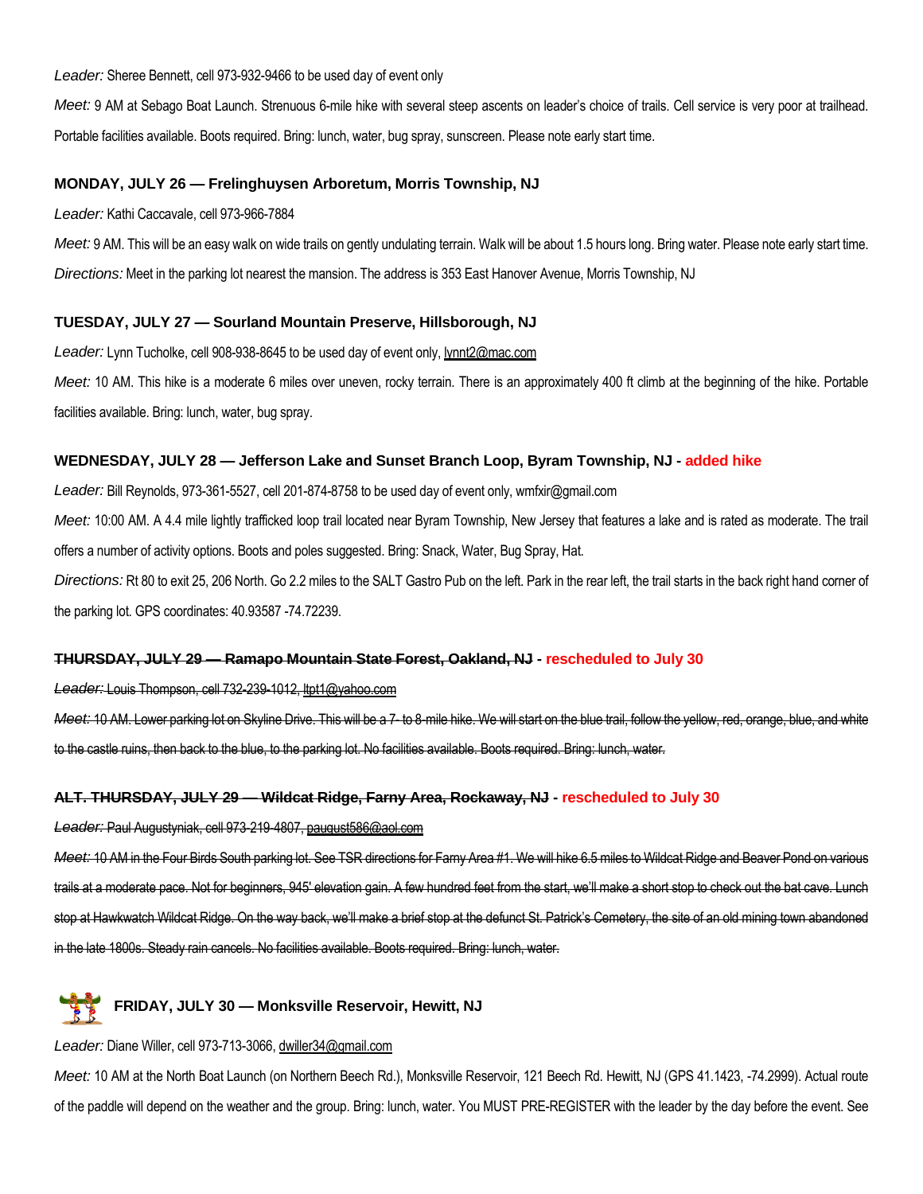*Leader:* Sheree Bennett, cell 973-932-9466 to be used day of event only

*Meet:* 9 AM at Sebago Boat Launch. Strenuous 6-mile hike with several steep ascents on leader's choice of trails. Cell service is very poor at trailhead. Portable facilities available. Boots required. Bring: lunch, water, bug spray, sunscreen. Please note early start time.

**MONDAY, JULY 26 — Frelinghuysen Arboretum, Morris Township, NJ**

*Leader:* Kathi Caccavale, cell 973-966-7884

*Meet:* 9 AM. This will be an easy walk on wide trails on gently undulating terrain. Walk will be about 1.5 hours long. Bring water. Please note early start time.

*Directions:* Meet in the parking lot nearest the mansion. The address is 353 East Hanover Avenue, Morris Township, NJ

**TUESDAY, JULY 27 — Sourland Mountain Preserve, Hillsborough, NJ**

*Leader:* Lynn Tucholke, cell 908-938-8645 to be used day of event only, lynnt2@mac.com

*Meet:* 10 AM. This hike is a moderate 6 miles over uneven, rocky terrain. There is an approximately 400 ft climb at the beginning of the hike. Portable facilities available. Bring: lunch, water, bug spray.

**WEDNESDAY, JULY 28 — Jefferson Lake and Sunset Branch Loop, Byram Township, NJ - added hike**

*Leader:* Bill Reynolds, 973-361-5527, cell 201-874-8758 to be used day of event only, wmfxir@gmail.com

*Meet:* 10:00 AM. A 4.4 mile lightly trafficked loop trail located near Byram Township, New Jersey that features a lake and is rated as moderate. The trail offers a number of activity options. Boots and poles suggested. Bring: Snack, Water, Bug Spray, Hat.

*Directions:* Rt 80 to exit 25, 206 North. Go 2.2 miles to the SALT Gastro Pub on the left. Park in the rear left, the trail starts in the back right hand corner of the parking lot. GPS coordinates: 40.93587 -74.72239.

**~~THURSDAY, JULY 29 — Ramapo Mountain State Forest, Oakland, NJ~~ - rescheduled to July 30**

~~*Leader:* Louis Thompson, cell 732-239-1012, ltpt1@yahoo.com~~

~~*Meet:* 10 AM. Lower parking lot on Skyline Drive. This will be a 7- to 8-mile hike. We will start on the blue trail, follow the yellow, red, orange, blue, and white to the castle ruins, then back to the blue, to the parking lot. No facilities available. Boots required. Bring: lunch, water.~~

**~~ALT. THURSDAY, JULY 29 — Wildcat Ridge, Farny Area, Rockaway, NJ~~ - rescheduled to July 30**

~~*Leader:* Paul Augustyniak, cell 973-219-4807, paugust586@aol.com~~

~~*Meet:* 10 AM in the Four Birds South parking lot. See TSR directions for Farny Area #1. We will hike 6.5 miles to Wildcat Ridge and Beaver Pond on various trails at a moderate pace. Not for beginners, 945' elevation gain. A few hundred feet from the start, we'll make a short stop to check out the bat cave. Lunch stop at Hawkwatch Wildcat Ridge. On the way back, we'll make a brief stop at the defunct St. Patrick's Cemetery, the site of an old mining town abandoned in the late 1800s. Steady rain cancels. No facilities available. Boots required. Bring: lunch, water.~~

**FRIDAY, JULY 30 — Monksville Reservoir, Hewitt, NJ**

*Leader:* Diane Willer, cell 973-713-3066, dwiller34@gmail.com

*Meet:* 10 AM at the North Boat Launch (on Northern Beech Rd.), Monksville Reservoir, 121 Beech Rd. Hewitt, NJ (GPS 41.1423, -74.2999). Actual route of the paddle will depend on the weather and the group. Bring: lunch, water. You MUST PRE-REGISTER with the leader by the day before the event. See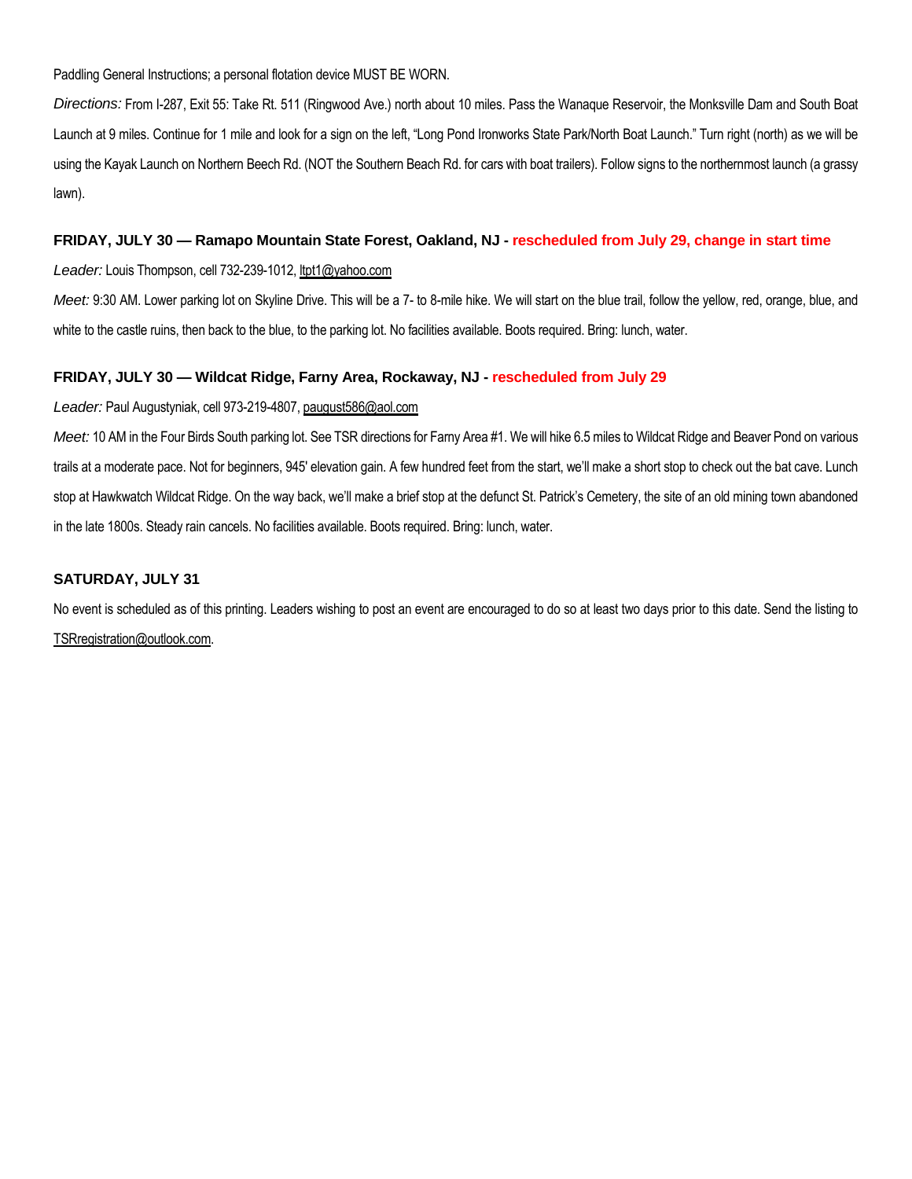Paddling General Instructions; a personal flotation device MUST BE WORN.

*Directions:* From I-287, Exit 55: Take Rt. 511 (Ringwood Ave.) north about 10 miles. Pass the Wanaque Reservoir, the Monksville Dam and South Boat Launch at 9 miles. Continue for 1 mile and look for a sign on the left, "Long Pond Ironworks State Park/North Boat Launch." Turn right (north) as we will be using the Kayak Launch on Northern Beech Rd. (NOT the Southern Beach Rd. for cars with boat trailers). Follow signs to the northernmost launch (a grassy lawn).

### FRIDAY, JULY 30 — Ramapo Mountain State Forest, Oakland, NJ - rescheduled from July 29, change in start time

*Leader:* Louis Thompson, cell 732-239-1012, ltpt1@yahoo.com

*Meet:* 9:30 AM. Lower parking lot on Skyline Drive. This will be a 7- to 8-mile hike. We will start on the blue trail, follow the yellow, red, orange, blue, and white to the castle ruins, then back to the blue, to the parking lot. No facilities available. Boots required. Bring: lunch, water.

### FRIDAY, JULY 30 — Wildcat Ridge, Farny Area, Rockaway, NJ - rescheduled from July 29

*Leader:* Paul Augustyniak, cell 973-219-4807, paugust586@aol.com

*Meet:* 10 AM in the Four Birds South parking lot. See TSR directions for Farny Area #1. We will hike 6.5 miles to Wildcat Ridge and Beaver Pond on various trails at a moderate pace. Not for beginners, 945' elevation gain. A few hundred feet from the start, we'll make a short stop to check out the bat cave. Lunch stop at Hawkwatch Wildcat Ridge. On the way back, we'll make a brief stop at the defunct St. Patrick's Cemetery, the site of an old mining town abandoned in the late 1800s. Steady rain cancels. No facilities available. Boots required. Bring: lunch, water.

### SATURDAY, JULY 31

No event is scheduled as of this printing. Leaders wishing to post an event are encouraged to do so at least two days prior to this date. Send the listing to TSRregistration@outlook.com.